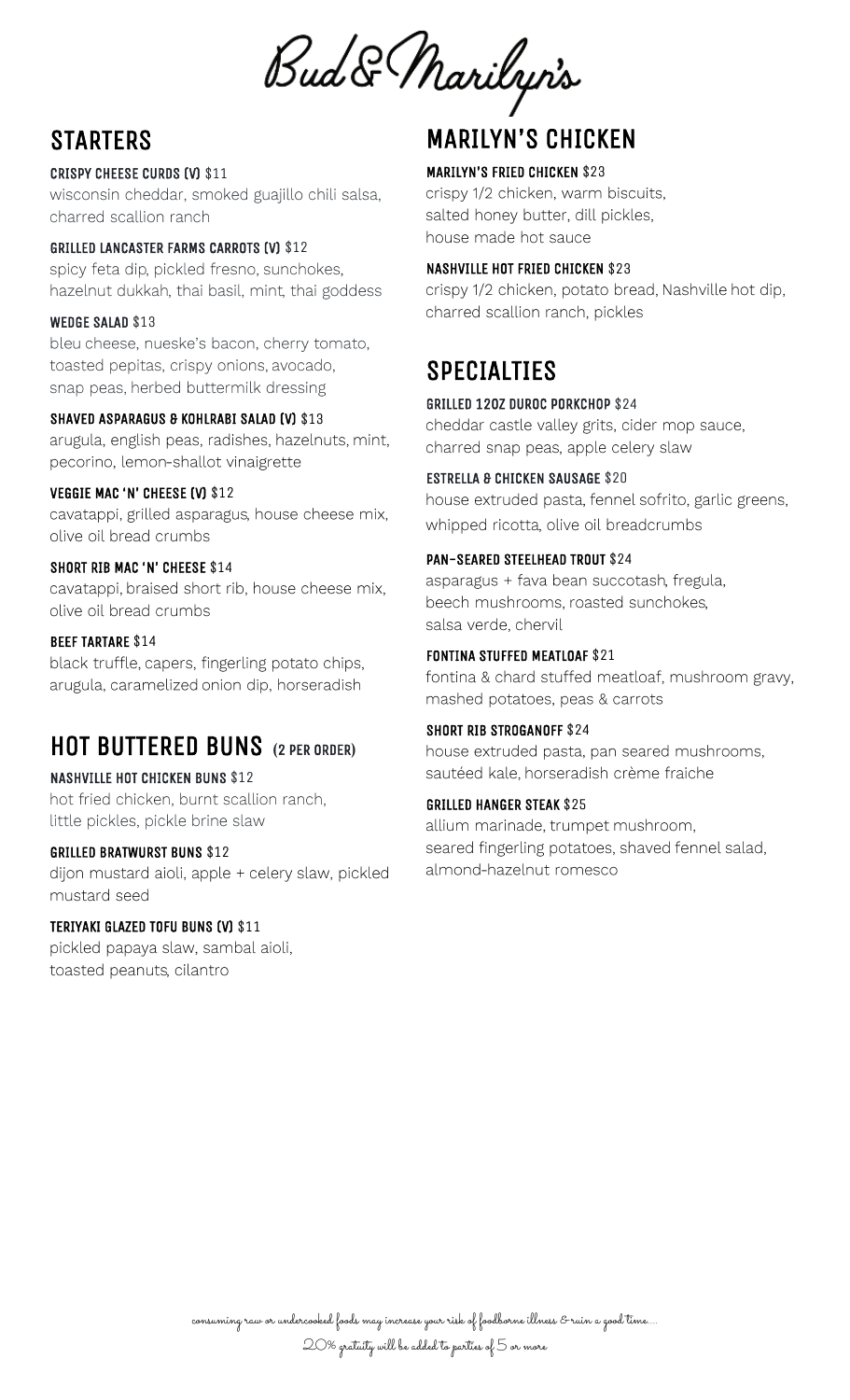# Bud & Marilyn's

## STARTERS

**CRISPY CHEESE CURDS (V)** $11
wisconsin cheddar, smoked guajillo chili salsa, charred scallion ranch

**GRILLED LANCASTER FARMS CARROTS (V)** $12
spicy feta dip, pickled fresno, sunchokes, hazelnut dukkah, thai basil, mint, thai goddess

**WEDGE SALAD** $13
bleu cheese, nueske's bacon, cherry tomato, toasted pepitas, crispy onions, avocado, snap peas, herbed buttermilk dressing

**SHAVED ASPARAGUS & KOHLRABI SALAD (V)** $13
arugula, english peas, radishes, hazelnuts, mint, pecorino, lemon-shallot vinaigrette

**VEGGIE MAC 'N' CHEESE (V)** $12
cavatappi, grilled asparagus, house cheese mix, olive oil bread crumbs

**SHORT RIB MAC 'N' CHEESE** $14
cavatappi, braised short rib, house cheese mix, olive oil bread crumbs

**BEEF TARTARE** $14
black truffle, capers, fingerling potato chips, arugula, caramelized onion dip, horseradish

## HOT BUTTERED BUNS (2 PER ORDER)

**NASHVILLE HOT CHICKEN BUNS** $12
hot fried chicken, burnt scallion ranch, little pickles, pickle brine slaw

**GRILLED BRATWURST BUNS** $12
dijon mustard aioli, apple + celery slaw, pickled mustard seed

**TERIYAKI GLAZED TOFU BUNS (V)** $11
pickled papaya slaw, sambal aioli, toasted peanuts, cilantro

## MARILYN'S CHICKEN

**MARILYN'S FRIED CHICKEN** $23
crispy 1/2 chicken, warm biscuits, salted honey butter, dill pickles, house made hot sauce

**NASHVILLE HOT FRIED CHICKEN** $23
crispy 1/2 chicken, potato bread, Nashville hot dip, charred scallion ranch, pickles

## SPECIALTIES

**GRILLED 12OZ DUROC PORKCHOP** $24
cheddar castle valley grits, cider mop sauce, charred snap peas, apple celery slaw

**ESTRELLA & CHICKEN SAUSAGE** $20
house extruded pasta, fennel sofrito, garlic greens, whipped ricotta, olive oil breadcrumbs

**PAN-SEARED STEELHEAD TROUT** $24
asparagus + fava bean succotash, fregula, beech mushrooms, roasted sunchokes, salsa verde, chervil

**FONTINA STUFFED MEATLOAF** $21
fontina & chard stuffed meatloaf, mushroom gravy, mashed potatoes, peas & carrots

**SHORT RIB STROGANOFF** $24
house extruded pasta, pan seared mushrooms, sautéed kale, horseradish crème fraiche

**GRILLED HANGER STEAK** $25
allium marinade, trumpet mushroom, seared fingerling potatoes, shaved fennel salad, almond-hazelnut romesco

consuming raw or undercooked foods may increase your risk of foodborne illness & ruin a good time...

20% gratuity will be added to parties of 5 or more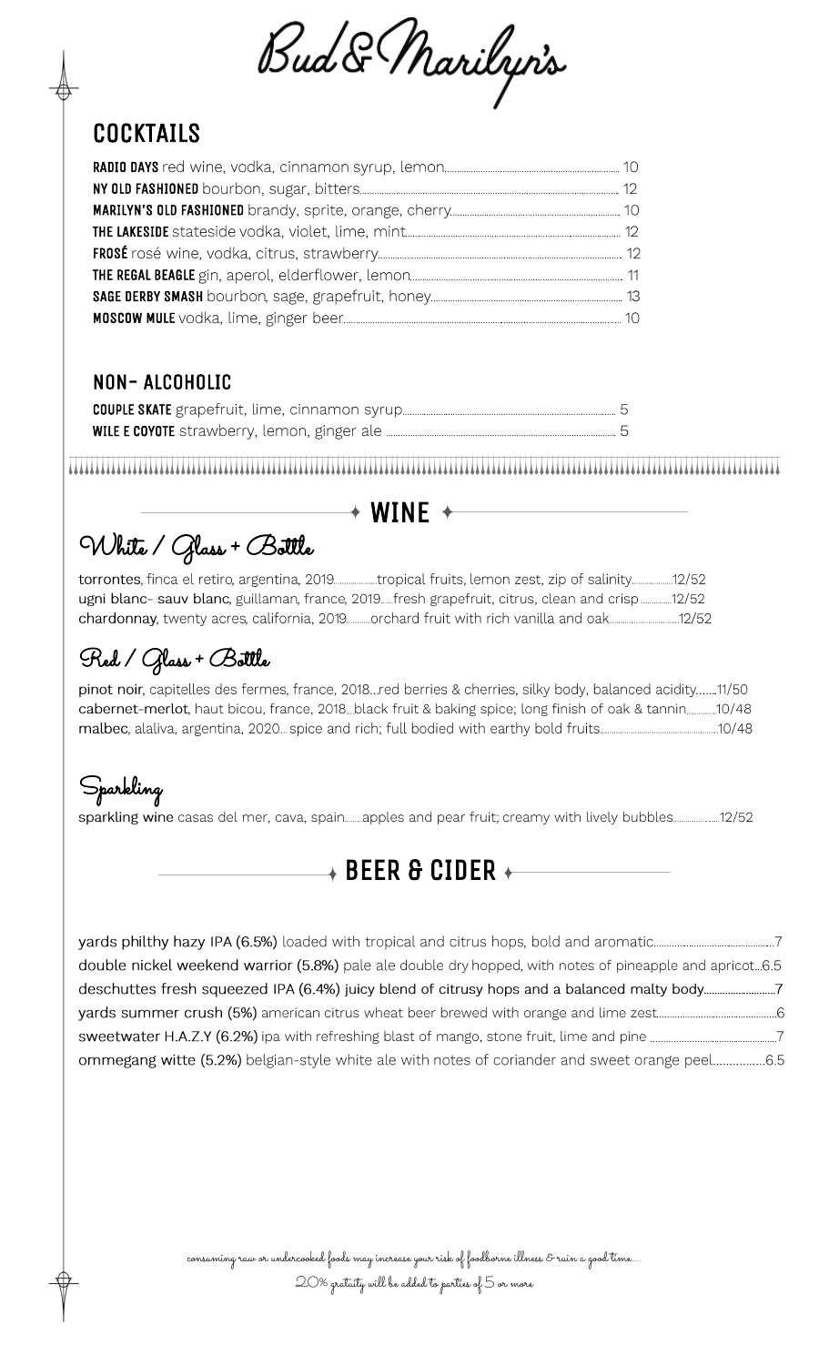# Bud & Marilyn's

## COCKTAILS

**RADIO DAYS** red wine, vodka, cinnamon syrup, lemon........ 10
**NY OLD FASHIONED** bourbon, sugar, bitters........ 12
**MARILYN'S OLD FASHIONED** brandy, sprite, orange, cherry........ 10
**THE LAKESIDE** stateside vodka, violet, lime, mint........ 12
**FROSÉ** rosé wine, vodka, citrus, strawberry........ 12
**THE REGAL BEAGLE** gin, aperol, elderflower, lemon........ 11
**SAGE DERBY SMASH** bourbon, sage, grapefruit, honey........ 13
**MOSCOW MULE** vodka, lime, ginger beer........ 10

## NON- ALCOHOLIC

**COUPLE SKATE** grapefruit, lime, cinnamon syrup........ 5
**WILE E COYOTE** strawberry, lemon, ginger ale ........ 5

## WINE

### White / Glass + Bottle

torrontes, finca el retiro, argentina, 2019........tropical fruits, lemon zest, zip of salinity........12/52
ugni blanc- sauv blanc, guillaman, france, 2019.....fresh grapefruit, citrus, clean and crisp........12/52
chardonnay, twenty acres, california, 2019........orchard fruit with rich vanilla and oak........12/52

### Red / Glass + Bottle

pinot noir, capitelles des fermes, france, 2018...red berries & cherries, silky body, balanced acidity.......11/50
cabernet-merlot, haut bicou, france, 2018...black fruit & baking spice; long finish of oak & tannin........10/48
malbec, alaliva, argentina, 2020... spice and rich; full bodied with earthy bold fruits........10/48

### Sparkling

sparkling wine casas del mer, cava, spain.......apples and pear fruit; creamy with lively bubbles........12/52

## BEER & CIDER

yards philthy hazy IPA (6.5%) loaded with tropical and citrus hops, bold and aromatic........7
double nickel weekend warrior (5.8%) pale ale double dry hopped, with notes of pineapple and apricot...6.5
deschuttes fresh squeezed IPA (6.4%) juicy blend of citrusy hops and a balanced malty body........7
yards summer crush (5%) american citrus wheat beer brewed with orange and lime zest........6
sweetwater H.A.Z.Y (6.2%) ipa with refreshing blast of mango, stone fruit, lime and pine ........7
ommegang witte (5.2%) belgian-style white ale with notes of coriander and sweet orange peel................6.5

consuming raw or undercooked foods may increase your risk of foodborne illness & ruin a good time....

20% gratuity will be added to parties of 5 or more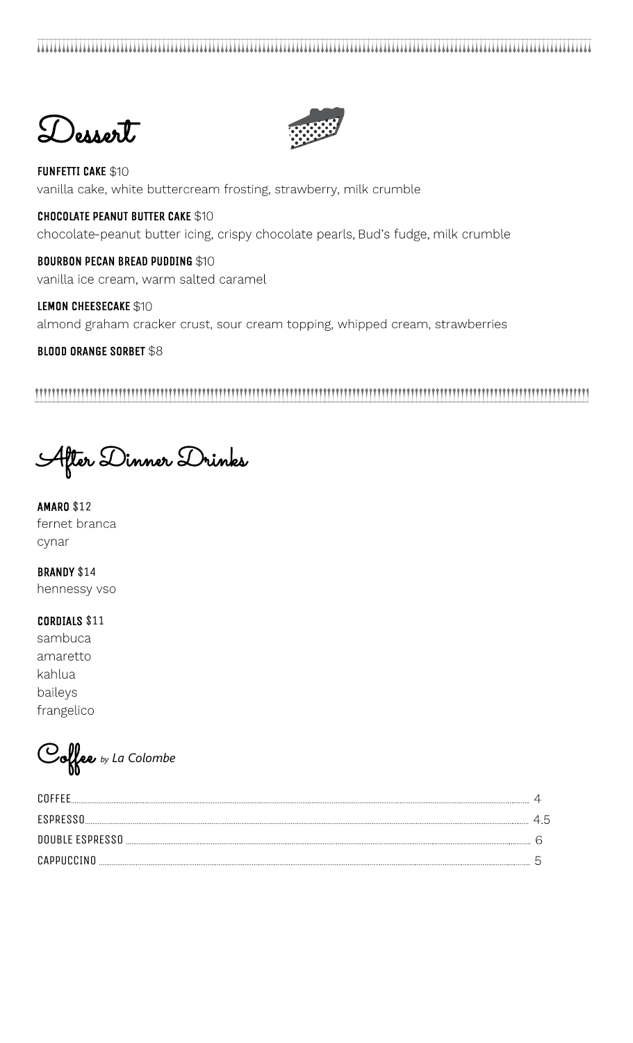# Dessert

**FUNFETTI CAKE** $10
vanilla cake, white buttercream frosting, strawberry, milk crumble

**CHOCOLATE PEANUT BUTTER CAKE** $10
chocolate-peanut butter icing, crispy chocolate pearls, Bud's fudge, milk crumble

**BOURBON PECAN BREAD PUDDING** $10
vanilla ice cream, warm salted caramel

**LEMON CHEESECAKE** $10
almond graham cracker crust, sour cream topping, whipped cream, strawberries

**BLOOD ORANGE SORBET** $8

# After Dinner Drinks

**AMARO** $12
fernet branca
cynar

**BRANDY** $14
hennessy vso

**CORDIALS** $11
sambuca
amaretto
kahlua
baileys
frangelico

## Coffee *by La Colombe*

| | |
|---|---|
| COFFEE | 4 |
| ESPRESSO | 4.5 |
| DOUBLE ESPRESSO | 6 |
| CAPPUCCINO | 5 |